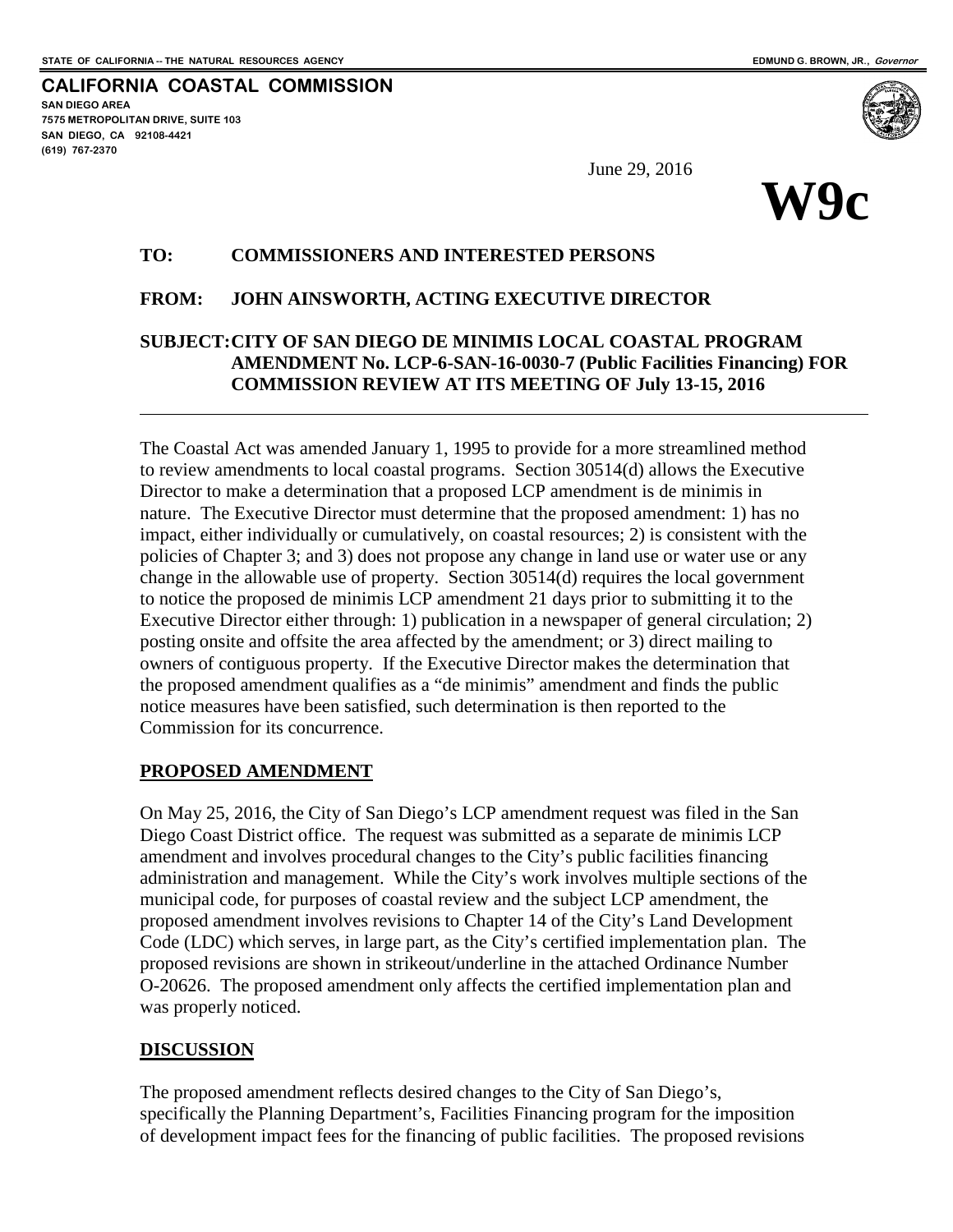STATE OF CALIFORNIA -- THE NATURAL RESOURCES AGENCY

EDMUND G. BROWN, JR., *Governor*

**CALIFORNIA COASTAL COMMISSION**
**SAN DIEGO AREA**
**7575 METROPOLITAN DRIVE, SUITE 103**
**SAN DIEGO, CA 92108-4421**
**(619) 767-2370**

June 29, 2016

# W9c

**TO: COMMISSIONERS AND INTERESTED PERSONS**

**FROM: JOHN AINSWORTH, ACTING EXECUTIVE DIRECTOR**

**SUBJECT: CITY OF SAN DIEGO DE MINIMIS LOCAL COASTAL PROGRAM AMENDMENT No. LCP-6-SAN-16-0030-7 (Public Facilities Financing) FOR COMMISSION REVIEW AT ITS MEETING OF July 13-15, 2016**

---

The Coastal Act was amended January 1, 1995 to provide for a more streamlined method to review amendments to local coastal programs. Section 30514(d) allows the Executive Director to make a determination that a proposed LCP amendment is de minimis in nature. The Executive Director must determine that the proposed amendment: 1) has no impact, either individually or cumulatively, on coastal resources; 2) is consistent with the policies of Chapter 3; and 3) does not propose any change in land use or water use or any change in the allowable use of property. Section 30514(d) requires the local government to notice the proposed de minimis LCP amendment 21 days prior to submitting it to the Executive Director either through: 1) publication in a newspaper of general circulation; 2) posting onsite and offsite the area affected by the amendment; or 3) direct mailing to owners of contiguous property. If the Executive Director makes the determination that the proposed amendment qualifies as a "de minimis" amendment and finds the public notice measures have been satisfied, such determination is then reported to the Commission for its concurrence.

**PROPOSED AMENDMENT**

On May 25, 2016, the City of San Diego's LCP amendment request was filed in the San Diego Coast District office. The request was submitted as a separate de minimis LCP amendment and involves procedural changes to the City's public facilities financing administration and management. While the City's work involves multiple sections of the municipal code, for purposes of coastal review and the subject LCP amendment, the proposed amendment involves revisions to Chapter 14 of the City's Land Development Code (LDC) which serves, in large part, as the City's certified implementation plan. The proposed revisions are shown in strikeout/underline in the attached Ordinance Number O-20626. The proposed amendment only affects the certified implementation plan and was properly noticed.

**DISCUSSION**

The proposed amendment reflects desired changes to the City of San Diego's, specifically the Planning Department's, Facilities Financing program for the imposition of development impact fees for the financing of public facilities. The proposed revisions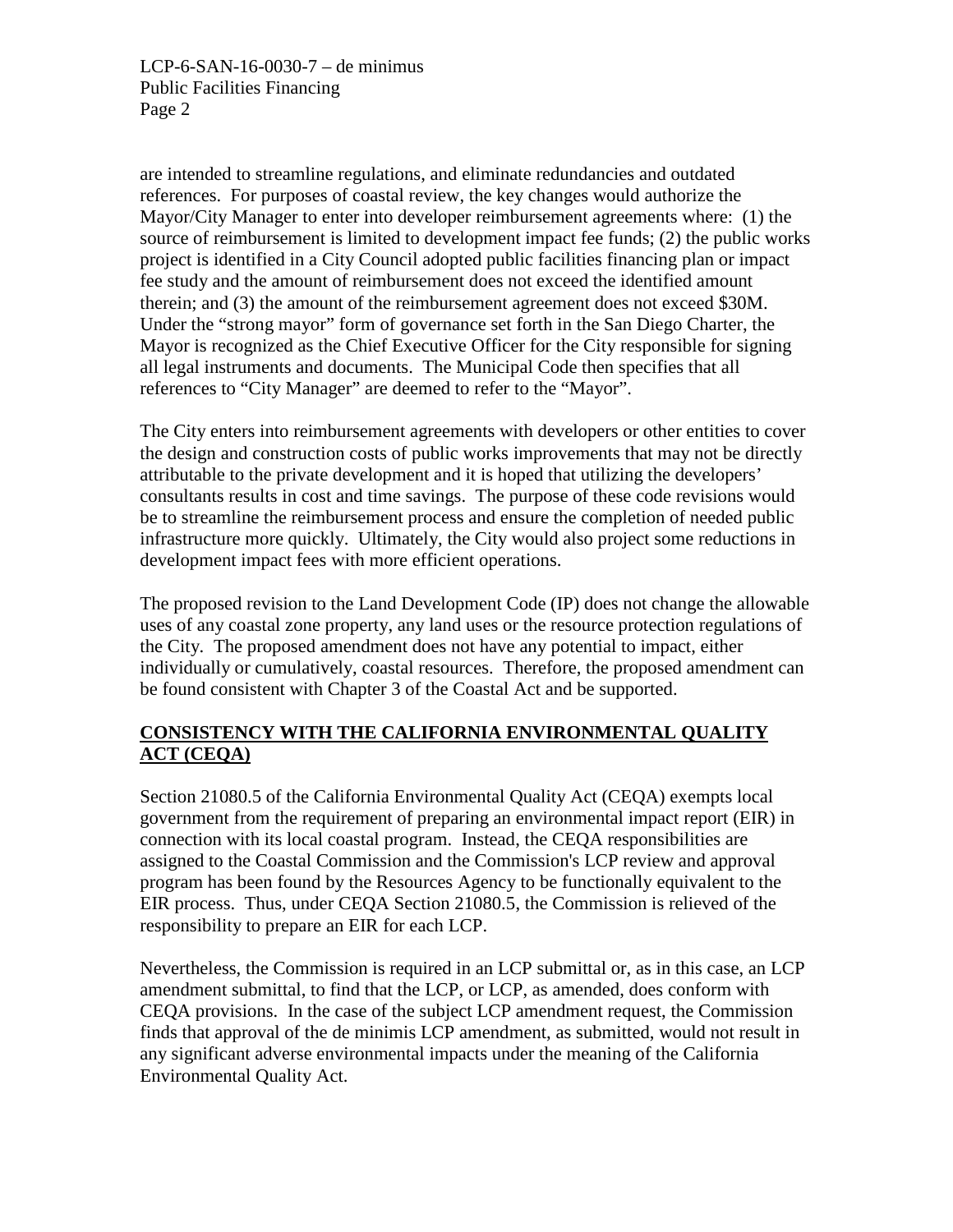are intended to streamline regulations, and eliminate redundancies and outdated references. For purposes of coastal review, the key changes would authorize the Mayor/City Manager to enter into developer reimbursement agreements where: (1) the source of reimbursement is limited to development impact fee funds; (2) the public works project is identified in a City Council adopted public facilities financing plan or impact fee study and the amount of reimbursement does not exceed the identified amount therein; and (3) the amount of the reimbursement agreement does not exceed \$30M. Under the "strong mayor" form of governance set forth in the San Diego Charter, the Mayor is recognized as the Chief Executive Officer for the City responsible for signing all legal instruments and documents. The Municipal Code then specifies that all references to "City Manager" are deemed to refer to the "Mayor".

The City enters into reimbursement agreements with developers or other entities to cover the design and construction costs of public works improvements that may not be directly attributable to the private development and it is hoped that utilizing the developers' consultants results in cost and time savings. The purpose of these code revisions would be to streamline the reimbursement process and ensure the completion of needed public infrastructure more quickly. Ultimately, the City would also project some reductions in development impact fees with more efficient operations.

The proposed revision to the Land Development Code (IP) does not change the allowable uses of any coastal zone property, any land uses or the resource protection regulations of the City. The proposed amendment does not have any potential to impact, either individually or cumulatively, coastal resources. Therefore, the proposed amendment can be found consistent with Chapter 3 of the Coastal Act and be supported.

**CONSISTENCY WITH THE CALIFORNIA ENVIRONMENTAL QUALITY ACT (CEQA)**

Section 21080.5 of the California Environmental Quality Act (CEQA) exempts local government from the requirement of preparing an environmental impact report (EIR) in connection with its local coastal program. Instead, the CEQA responsibilities are assigned to the Coastal Commission and the Commission's LCP review and approval program has been found by the Resources Agency to be functionally equivalent to the EIR process. Thus, under CEQA Section 21080.5, the Commission is relieved of the responsibility to prepare an EIR for each LCP.

Nevertheless, the Commission is required in an LCP submittal or, as in this case, an LCP amendment submittal, to find that the LCP, or LCP, as amended, does conform with CEQA provisions. In the case of the subject LCP amendment request, the Commission finds that approval of the de minimis LCP amendment, as submitted, would not result in any significant adverse environmental impacts under the meaning of the California Environmental Quality Act.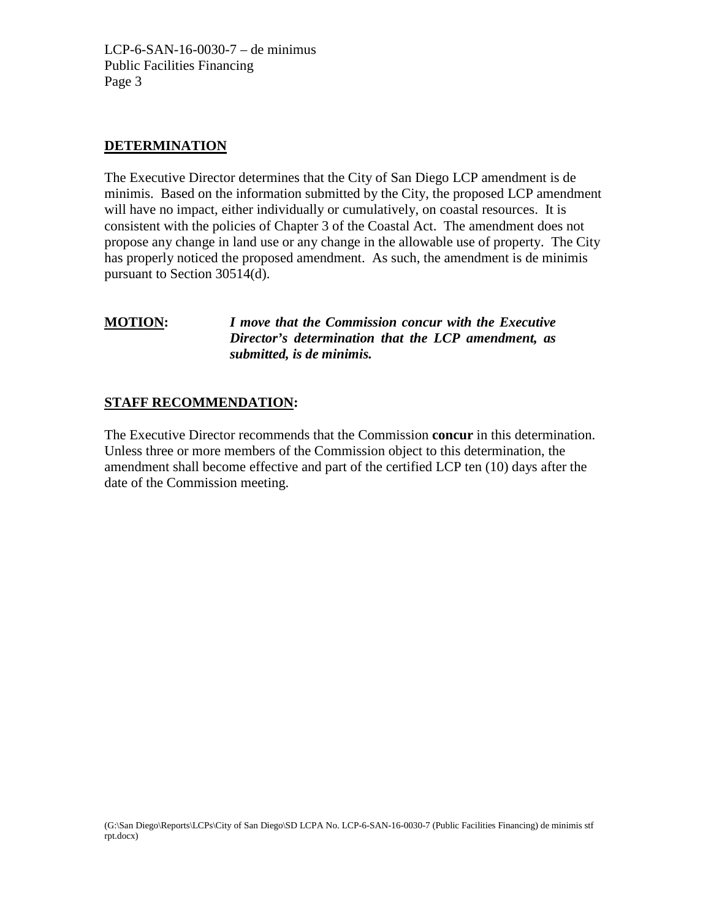## DETERMINATION

The Executive Director determines that the City of San Diego LCP amendment is de minimis. Based on the information submitted by the City, the proposed LCP amendment will have no impact, either individually or cumulatively, on coastal resources. It is consistent with the policies of Chapter 3 of the Coastal Act. The amendment does not propose any change in land use or any change in the allowable use of property. The City has properly noticed the proposed amendment. As such, the amendment is de minimis pursuant to Section 30514(d).

**MOTION:** ***I move that the Commission concur with the Executive Director's determination that the LCP amendment, as submitted, is de minimis.***

## STAFF RECOMMENDATION:

The Executive Director recommends that the Commission **concur** in this determination. Unless three or more members of the Commission object to this determination, the amendment shall become effective and part of the certified LCP ten (10) days after the date of the Commission meeting.

(G:\San Diego\Reports\LCPs\City of San Diego\SD LCPA No. LCP-6-SAN-16-0030-7 (Public Facilities Financing) de minimis stf rpt.docx)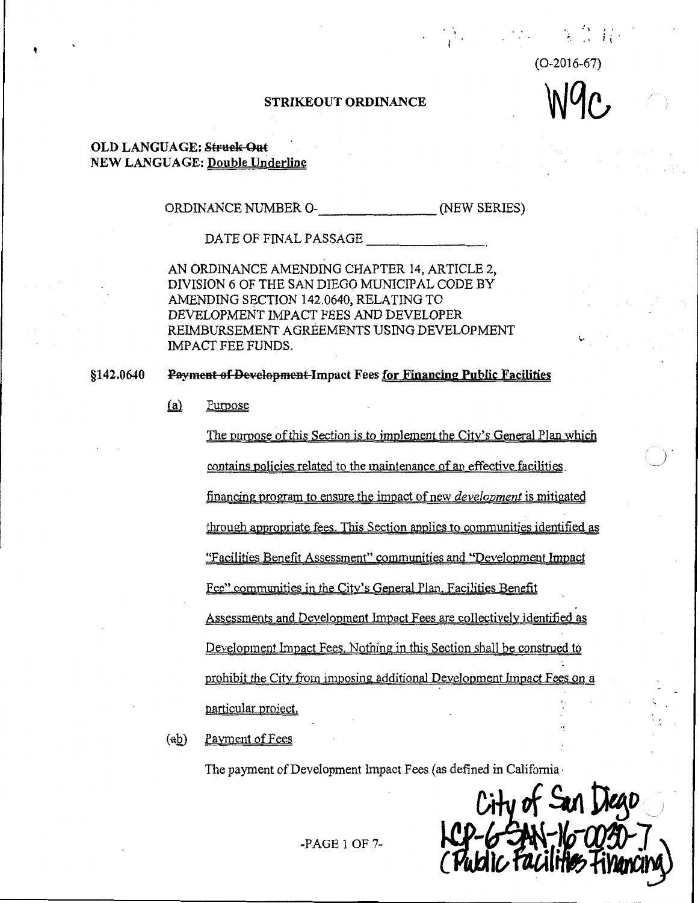(O-2016-67)

W9c

**STRIKEOUT ORDINANCE**

**OLD LANGUAGE: ~~Struck Out~~**
**NEW LANGUAGE: Double Underline**

ORDINANCE NUMBER O-________________ (NEW SERIES)

DATE OF FINAL PASSAGE ________________.

AN ORDINANCE AMENDING CHAPTER 14, ARTICLE 2, DIVISION 6 OF THE SAN DIEGO MUNICIPAL CODE BY AMENDING SECTION 142.0640, RELATING TO DEVELOPMENT IMPACT FEES AND DEVELOPER REIMBURSEMENT AGREEMENTS USING DEVELOPMENT IMPACT FEE FUNDS.

**§142.0640 ~~Payment of Development~~ Impact Fees for Financing Public Facilities**

(a) Purpose

The purpose of this Section is to implement the City's General Plan which contains policies related to the maintenance of an effective facilities financing program to ensure the impact of new *development* is mitigated through appropriate fees. This Section applies to communities identified as "Facilities Benefit Assessment" communities and "Development Impact Fee" communities in the City's General Plan. Facilities Benefit Assessments and Development Impact Fees are collectively identified as Development Impact Fees. Nothing in this Section shall be construed to prohibit the City from imposing additional Development Impact Fees on a particular project.

(~~a~~b) Payment of Fees

The payment of Development Impact Fees (as defined in California

City of San Diego
LCP-6-SAN-16-0030-7
(Public Facilities Financing)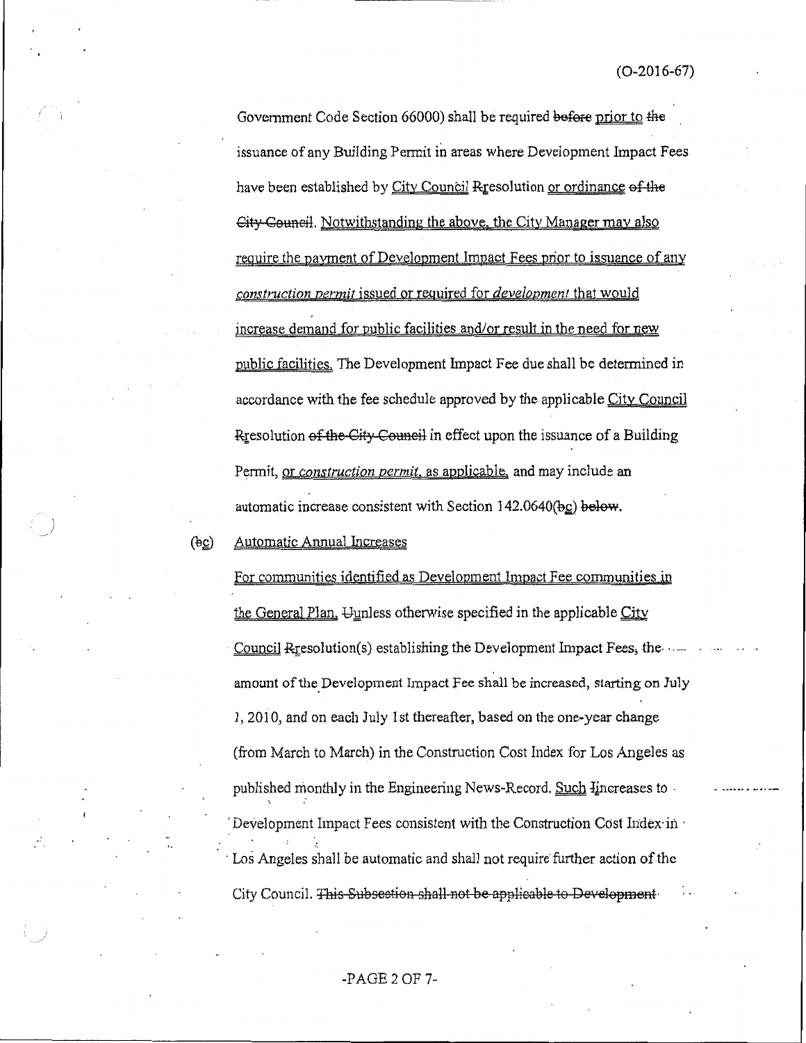Government Code Section 66000) shall be required ~~before~~ <u>prior to</u> ~~the~~ issuance of any Building Permit in areas where Development Impact Fees have been established by <u>City Council</u> ~~R~~<u>r</u>esolution <u>or ordinance</u> ~~of the City Council~~. <u>Notwithstanding the above, the City Manager may also require the payment of Development Impact Fees prior to issuance of any *construction permit* issued or required for *development* that would increase demand for public facilities and/or result in the need for new public facilities.</u> The Development Impact Fee due shall be determined in accordance with the fee schedule approved by the applicable <u>City Council</u> ~~R~~<u>r</u>esolution ~~of the City Council~~ in effect upon the issuance of a Building Permit, <u>or *construction permit*, as applicable,</u> and may include an automatic increase consistent with Section 142.0640(~~b~~<u>c</u>) ~~below~~.

(~~b~~<u>c</u>) <u>Automatic Annual Increases</u>

<u>For communities identified as Development Impact Fee communities in the General Plan,</u> ~~U~~<u>u</u>nless otherwise specified in the applicable <u>City Council</u> ~~R~~<u>r</u>esolution(s) establishing the Development Impact Fees~~,~~ the amount of the Development Impact Fee shall be increased, starting on July 1, 2010, and on each July 1st thereafter, based on the one-year change (from March to March) in the Construction Cost Index for Los Angeles as published monthly in the Engineering News-Record. <u>Such</u> ~~I~~<u>i</u>ncreases to Development Impact Fees consistent with the Construction Cost Index in Los Angeles shall be automatic and shall not require further action of the City Council. ~~This Subsection shall not be applicable to Development~~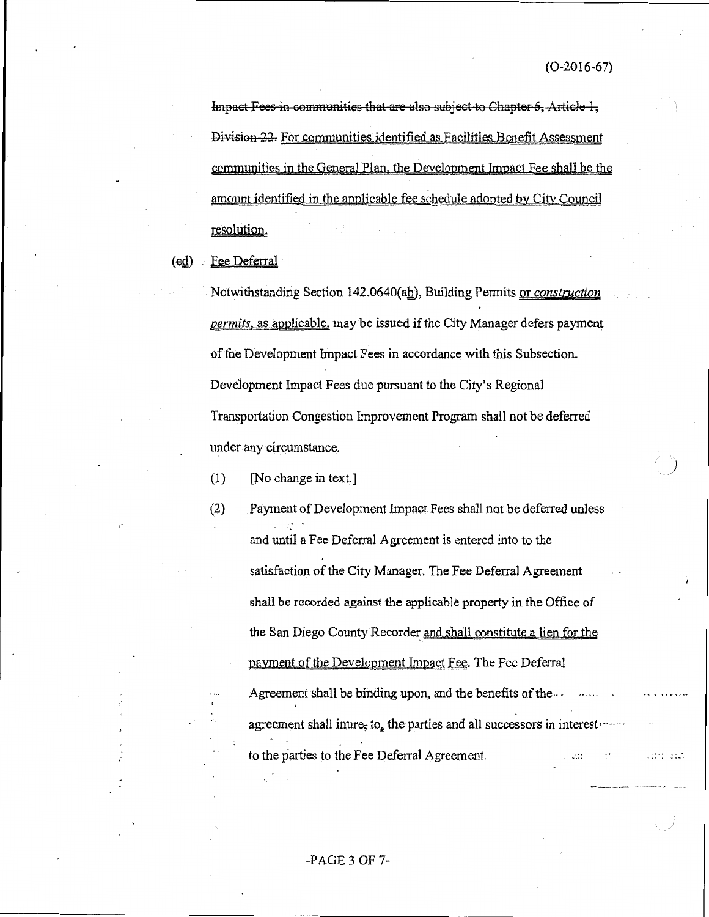~~Impact Fees in communities that are also subject to Chapter 6, Article 1, Division 22.~~ <u>For communities identified as Facilities Benefit Assessment communities in the General Plan, the Development Impact Fee shall be the amount identified in the applicable fee schedule adopted by City Council resolution.</u>

(~~c~~<u>d</u>) Fee Deferral

Notwithstanding Section 142.0640(~~a~~<u>b</u>), Building Permits <u>or *construction permits*, as applicable,</u> may be issued if the City Manager defers payment of the Development Impact Fees in accordance with this Subsection. Development Impact Fees due pursuant to the City's Regional Transportation Congestion Improvement Program shall not be deferred under any circumstance.

(1) [No change in text.]

(2) Payment of Development Impact Fees shall not be deferred unless and until a Fee Deferral Agreement is entered into to the satisfaction of the City Manager. The Fee Deferral Agreement shall be recorded against the applicable property in the Office of the San Diego County Recorder <u>and shall constitute a lien for the payment of the Development Impact Fee</u>. The Fee Deferral Agreement shall be binding upon, and the benefits of the agreement shall inure~~,~~ to<u>,</u> the parties and all successors in interest to the parties to the Fee Deferral Agreement.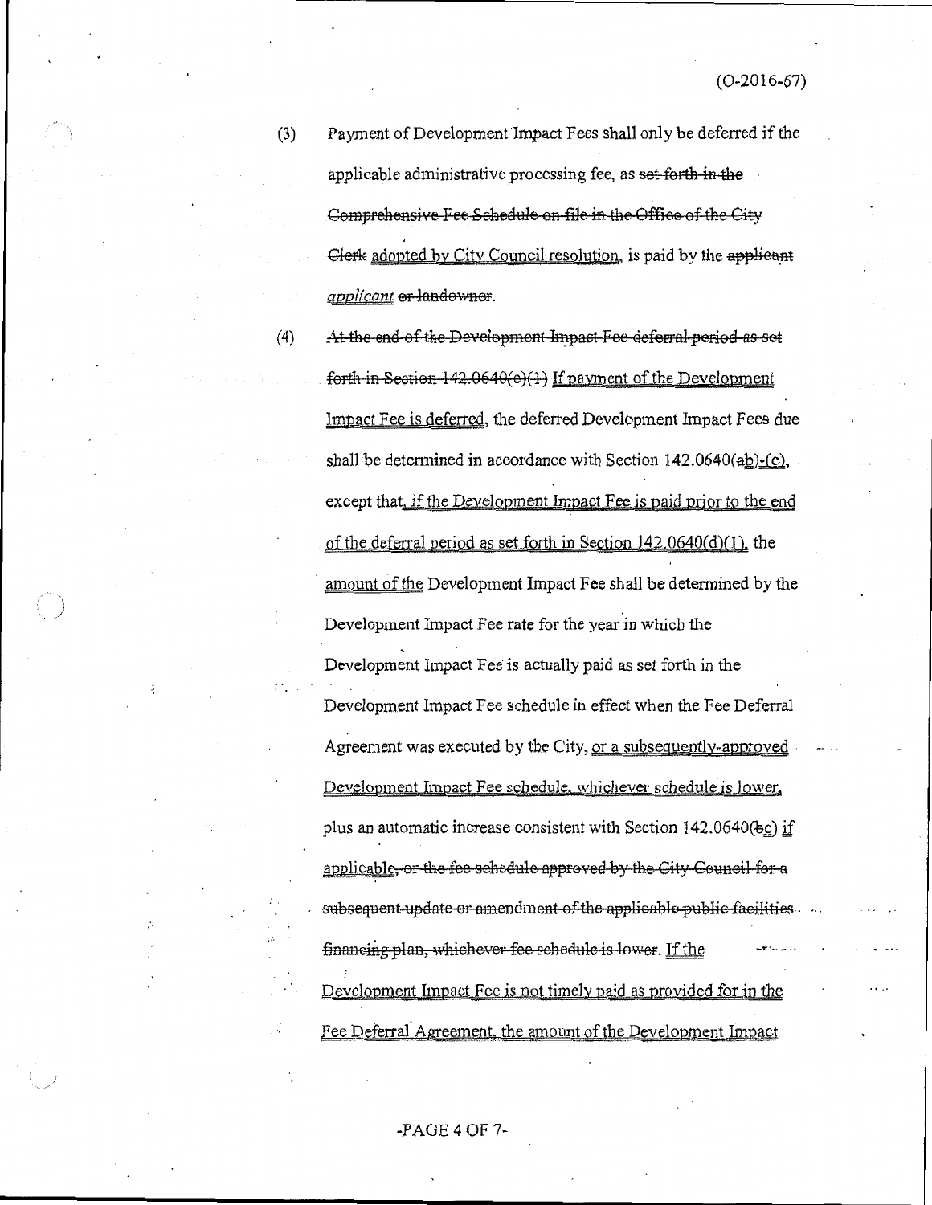(3) Payment of Development Impact Fees shall only be deferred if the applicable administrative processing fee, as ~~set forth in the Comprehensive Fee Schedule on file in the Office of the City Clerk~~ adopted by City Council resolution, is paid by the ~~applicant~~ *applicant* ~~or landowner~~.

(4) ~~At the end of the Development Impact Fee deferral period as set forth in Section 142.0640(c)(1)~~ If payment of the Development Impact Fee is deferred, the deferred Development Impact Fees due shall be determined in accordance with Section 142.0640(~~a~~b)-(c), except that, if the Development Impact Fee is paid prior to the end of the deferral period as set forth in Section 142.0640(d)(1), the amount of the Development Impact Fee shall be determined by the Development Impact Fee rate for the year in which the Development Impact Fee is actually paid as set forth in the Development Impact Fee schedule in effect when the Fee Deferral Agreement was executed by the City, or a subsequently-approved Development Impact Fee schedule, whichever schedule is lower, plus an automatic increase consistent with Section 142.0640(~~b~~c) if applicable~~, or the fee schedule approved by the City Council for a subsequent update or amendment of the applicable public facilities financing plan, whichever fee schedule is lower~~. If the Development Impact Fee is not timely paid as provided for in the Fee Deferral Agreement, the amount of the Development Impact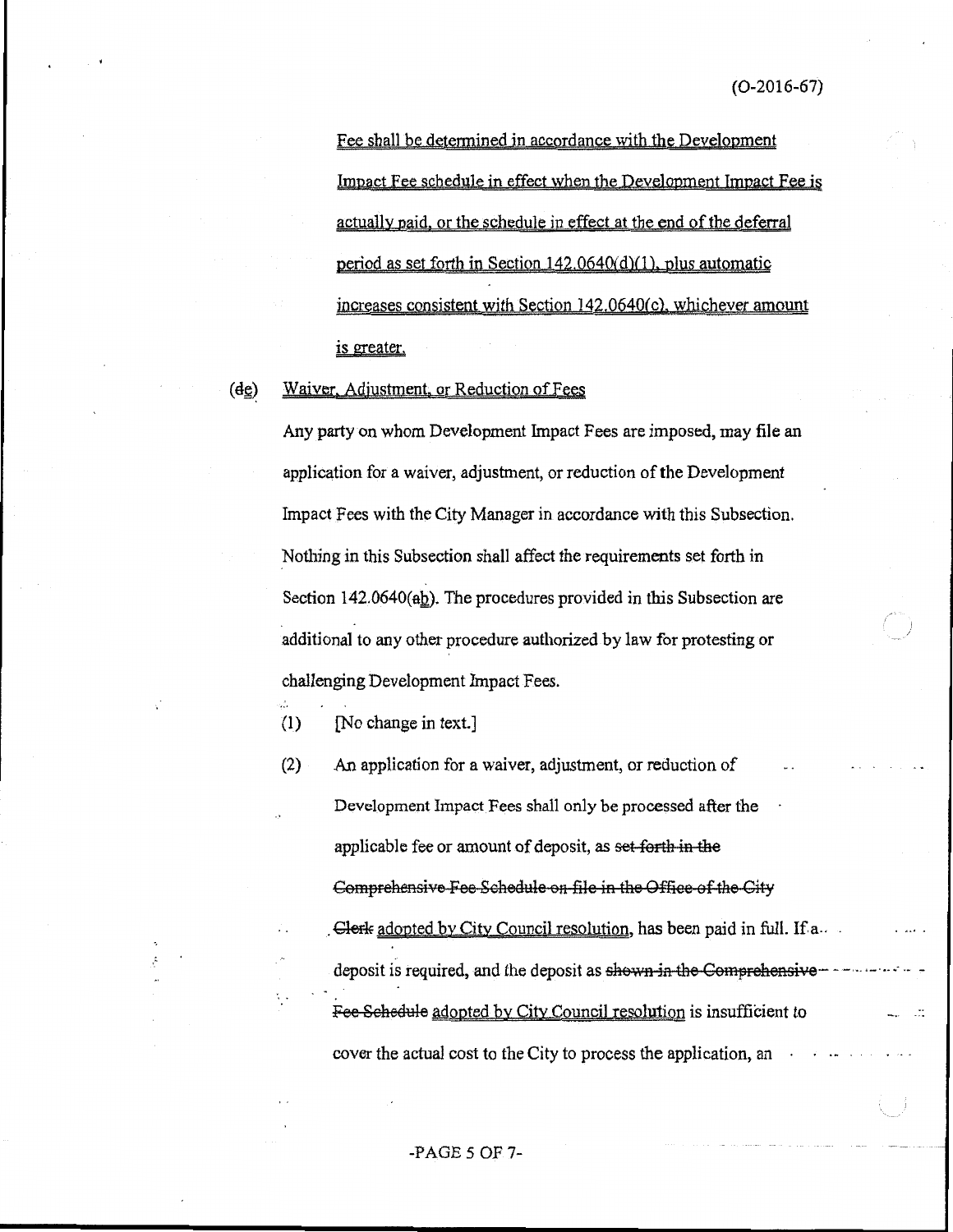Fee shall be determined in accordance with the Development Impact Fee schedule in effect when the Development Impact Fee is actually paid, or the schedule in effect at the end of the deferral period as set forth in Section 142.0640(d)(1), plus automatic increases consistent with Section 142.0640(c), whichever amount is greater.

(de) Waiver, Adjustment, or Reduction of Fees

Any party on whom Development Impact Fees are imposed, may file an application for a waiver, adjustment, or reduction of the Development Impact Fees with the City Manager in accordance with this Subsection. Nothing in this Subsection shall affect the requirements set forth in Section 142.0640(ab). The procedures provided in this Subsection are additional to any other procedure authorized by law for protesting or challenging Development Impact Fees.

(1) [No change in text.]

(2) An application for a waiver, adjustment, or reduction of Development Impact Fees shall only be processed after the applicable fee or amount of deposit, as ~~set forth in the Comprehensive Fee Schedule on file in the Office of the City Clerk~~ adopted by City Council resolution, has been paid in full. If a deposit is required, and the deposit as ~~shown in the Comprehensive Fee Schedule~~ adopted by City Council resolution is insufficient to cover the actual cost to the City to process the application, an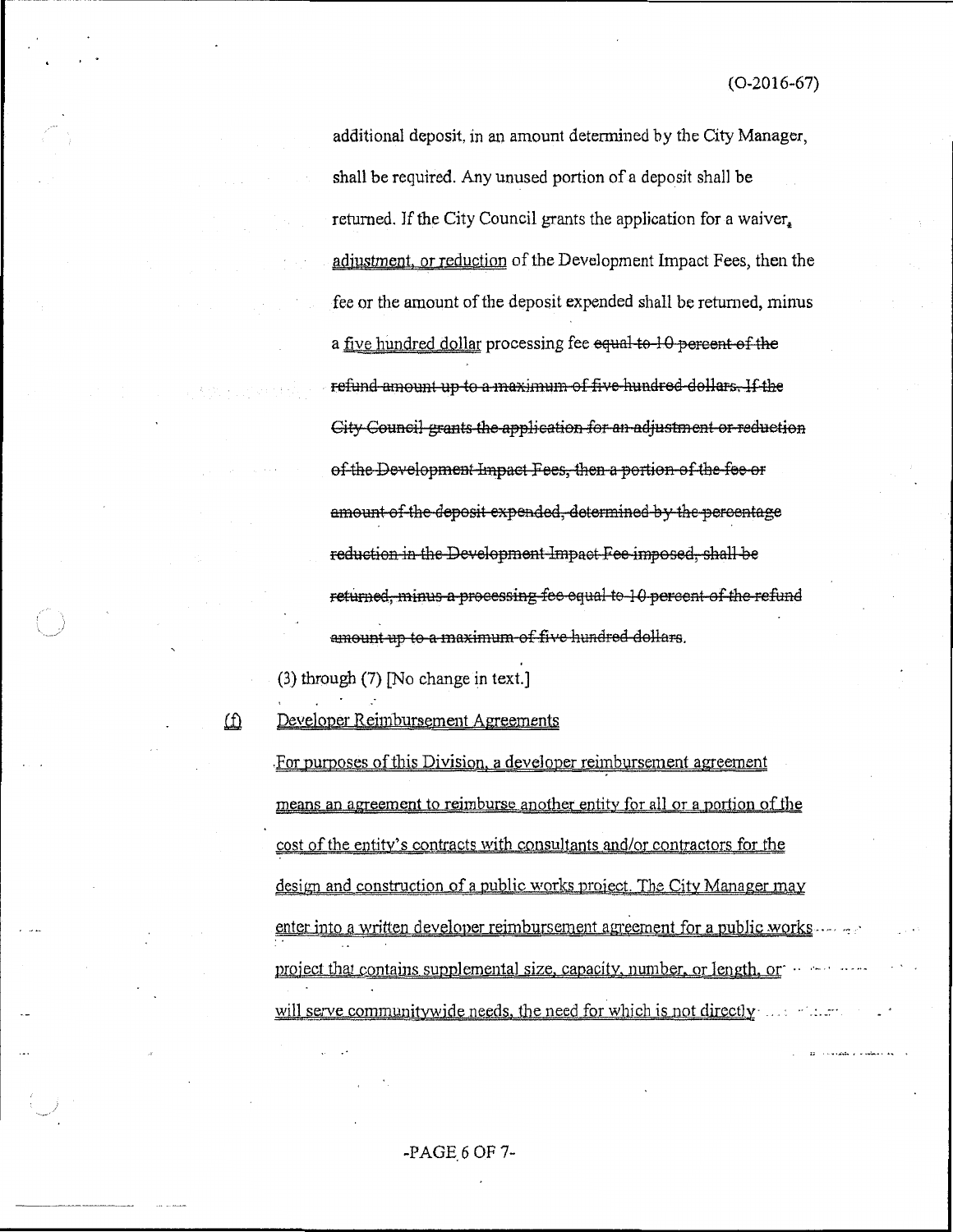additional deposit, in an amount determined by the City Manager, shall be required. Any unused portion of a deposit shall be returned. If the City Council grants the application for a waiver, adjustment, or reduction of the Development Impact Fees, then the fee or the amount of the deposit expended shall be returned, minus a five hundred dollar processing fee ~~equal to 10 percent of the refund amount up to a maximum of five hundred dollars. If the City Council grants the application for an adjustment or reduction of the Development Impact Fees, then a portion of the fee or amount of the deposit expended, determined by the percentage reduction in the Development Impact Fee imposed, shall be returned, minus a processing fee equal to 10 percent of the refund amount up to a maximum of five hundred dollars.~~

(3) through (7) [No change in text.]

(f) Developer Reimbursement Agreements

For purposes of this Division, a developer reimbursement agreement means an agreement to reimburse another entity for all or a portion of the cost of the entity's contracts with consultants and/or contractors for the design and construction of a public works project. The City Manager may enter into a written developer reimbursement agreement for a public works project that contains supplemental size, capacity, number, or length, or will serve communitywide needs, the need for which is not directly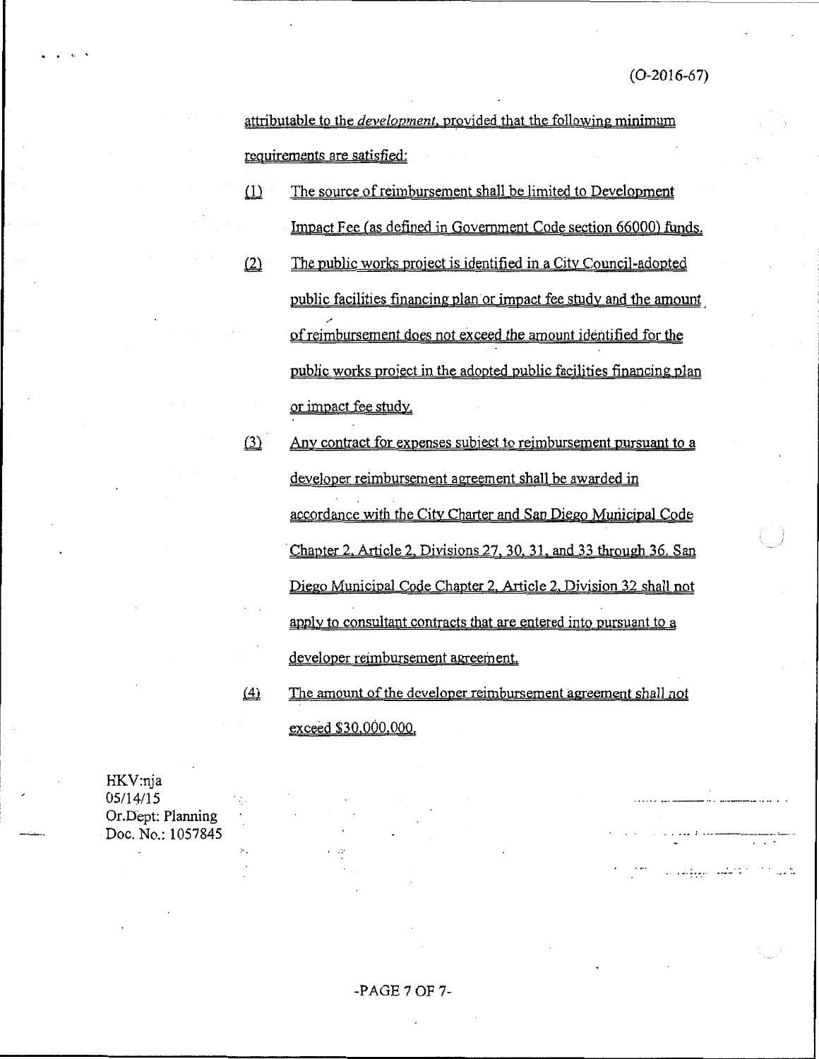(O-2016-67)

attributable to the *development*, provided that the following minimum requirements are satisfied:

(1) The source of reimbursement shall be limited to Development Impact Fee (as defined in Government Code section 66000) funds.

(2) The public works project is identified in a City Council-adopted public facilities financing plan or impact fee study and the amount of reimbursement does not exceed the amount identified for the public works project in the adopted public facilities financing plan or impact fee study.

(3) Any contract for expenses subject to reimbursement pursuant to a developer reimbursement agreement shall be awarded in accordance with the City Charter and San Diego Municipal Code Chapter 2, Article 2, Divisions 27, 30, 31, and 33 through 36. San Diego Municipal Code Chapter 2, Article 2, Division 32 shall not apply to consultant contracts that are entered into pursuant to a developer reimbursement agreement.

(4) The amount of the developer reimbursement agreement shall not exceed $30,000,000.

HKV:nja
05/14/15
Or.Dept: Planning
Doc. No.: 1057845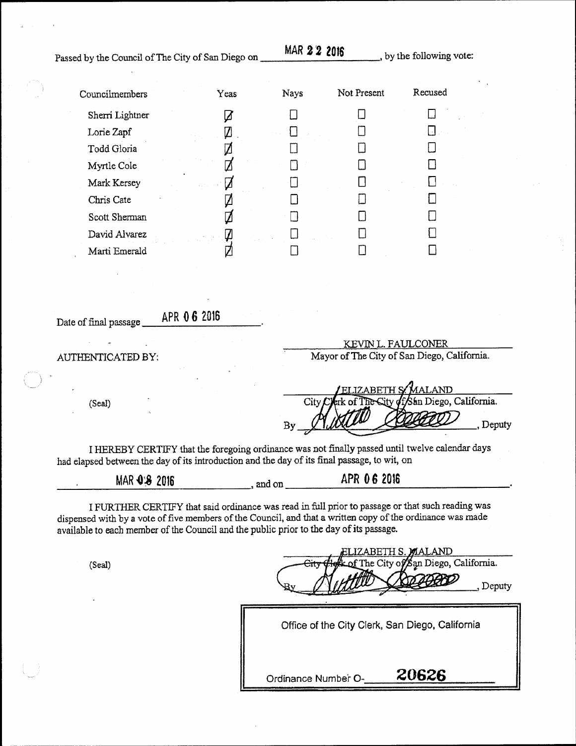Passed by the Council of The City of San Diego on MAR 22 2016, by the following vote:

| Councilmembers | Yeas | Nays | Not Present | Recused |
|---|---|---|---|---|
| Sherri Lightner | ☑ | ☐ | ☐ | ☐ |
| Lorie Zapf | ☑ | ☐ | ☐ | ☐ |
| Todd Gloria | ☑ | ☐ | ☐ | ☐ |
| Myrtle Cole | ☑ | ☐ | ☐ | ☐ |
| Mark Kersey | ☑ | ☐ | ☐ | ☐ |
| Chris Cate | ☑ | ☐ | ☐ | ☐ |
| Scott Sherman | ☑ | ☐ | ☐ | ☐ |
| David Alvarez | ☑ | ☐ | ☐ | ☐ |
| Marti Emerald | ☑ | ☐ | ☐ | ☐ |

Date of final passage APR 06 2016.

AUTHENTICATED BY:

KEVIN L. FAULCONER
Mayor of The City of San Diego, California.

(Seal)

ELIZABETH S. MALAND
City Clerk of The City of San Diego, California.

By _______________, Deputy

I HEREBY CERTIFY that the foregoing ordinance was not finally passed until twelve calendar days had elapsed between the day of its introduction and the day of its final passage, to wit, on

MAR 08 2016, and on APR 06 2016.

I FURTHER CERTIFY that said ordinance was read in full prior to passage or that such reading was dispensed with by a vote of five members of the Council, and that a written copy of the ordinance was made available to each member of the Council and the public prior to the day of its passage.

(Seal)

ELIZABETH S. MALAND
City Clerk of The City of San Diego, California.

By _______________, Deputy

Office of the City Clerk, San Diego, California

Ordinance Number O- 20626